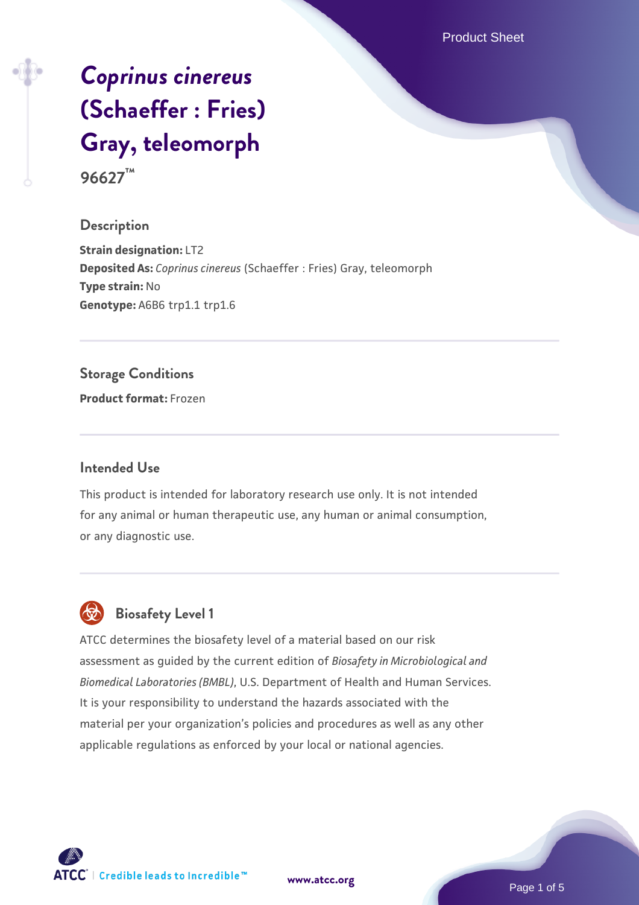# *Coprinus cinereus* (Schaeffer : Fries) Gray, teleomorph

**96627™**

## Description

**Strain designation:** LT2
**Deposited As:** *Coprinus cinereus* (Schaeffer : Fries) Gray, teleomorph
**Type strain:** No
**Genotype:** A6B6 trp1.1 trp1.6

## Storage Conditions

**Product format:** Frozen

## Intended Use

This product is intended for laboratory research use only. It is not intended for any animal or human therapeutic use, any human or animal consumption, or any diagnostic use.

## Biosafety Level 1

ATCC determines the biosafety level of a material based on our risk assessment as guided by the current edition of *Biosafety in Microbiological and Biomedical Laboratories (BMBL)*, U.S. Department of Health and Human Services. It is your responsibility to understand the hazards associated with the material per your organization's policies and procedures as well as any other applicable regulations as enforced by your local or national agencies.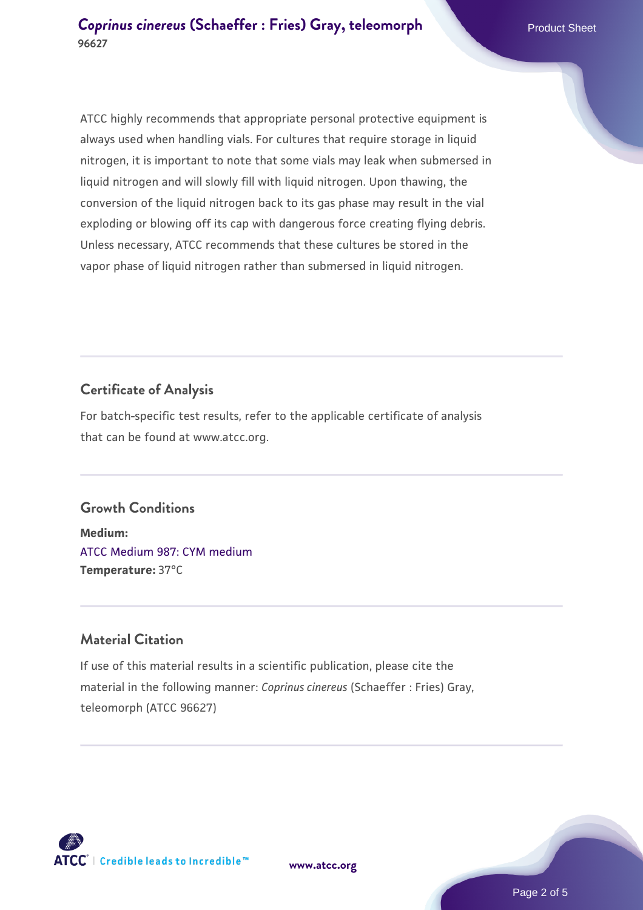ATCC highly recommends that appropriate personal protective equipment is always used when handling vials. For cultures that require storage in liquid nitrogen, it is important to note that some vials may leak when submersed in liquid nitrogen and will slowly fill with liquid nitrogen. Upon thawing, the conversion of the liquid nitrogen back to its gas phase may result in the vial exploding or blowing off its cap with dangerous force creating flying debris. Unless necessary, ATCC recommends that these cultures be stored in the vapor phase of liquid nitrogen rather than submersed in liquid nitrogen.

## Certificate of Analysis

For batch-specific test results, refer to the applicable certificate of analysis that can be found at www.atcc.org.

## Growth Conditions

**Medium:**
ATCC Medium 987: CYM medium
**Temperature:** 37°C

## Material Citation

If use of this material results in a scientific publication, please cite the material in the following manner: *Coprinus cinereus* (Schaeffer : Fries) Gray, teleomorph (ATCC 96627)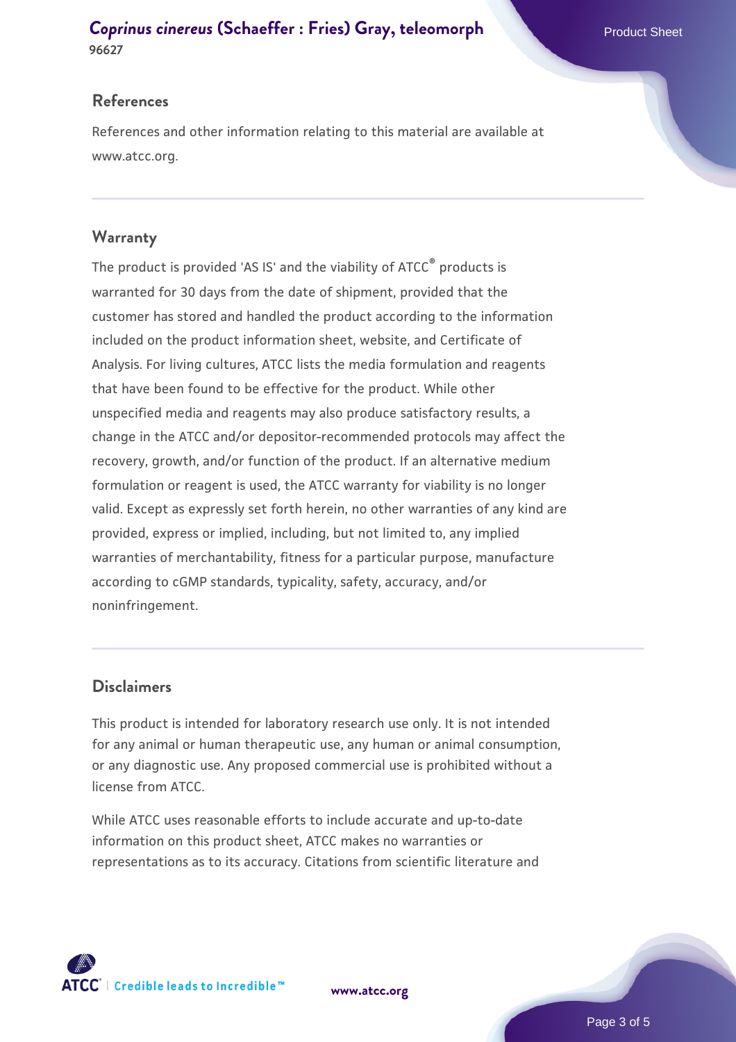## References

References and other information relating to this material are available at www.atcc.org.

## Warranty

The product is provided 'AS IS' and the viability of ATCC® products is warranted for 30 days from the date of shipment, provided that the customer has stored and handled the product according to the information included on the product information sheet, website, and Certificate of Analysis. For living cultures, ATCC lists the media formulation and reagents that have been found to be effective for the product. While other unspecified media and reagents may also produce satisfactory results, a change in the ATCC and/or depositor-recommended protocols may affect the recovery, growth, and/or function of the product. If an alternative medium formulation or reagent is used, the ATCC warranty for viability is no longer valid. Except as expressly set forth herein, no other warranties of any kind are provided, express or implied, including, but not limited to, any implied warranties of merchantability, fitness for a particular purpose, manufacture according to cGMP standards, typicality, safety, accuracy, and/or noninfringement.

## Disclaimers

This product is intended for laboratory research use only. It is not intended for any animal or human therapeutic use, any human or animal consumption, or any diagnostic use. Any proposed commercial use is prohibited without a license from ATCC.

While ATCC uses reasonable efforts to include accurate and up-to-date information on this product sheet, ATCC makes no warranties or representations as to its accuracy. Citations from scientific literature and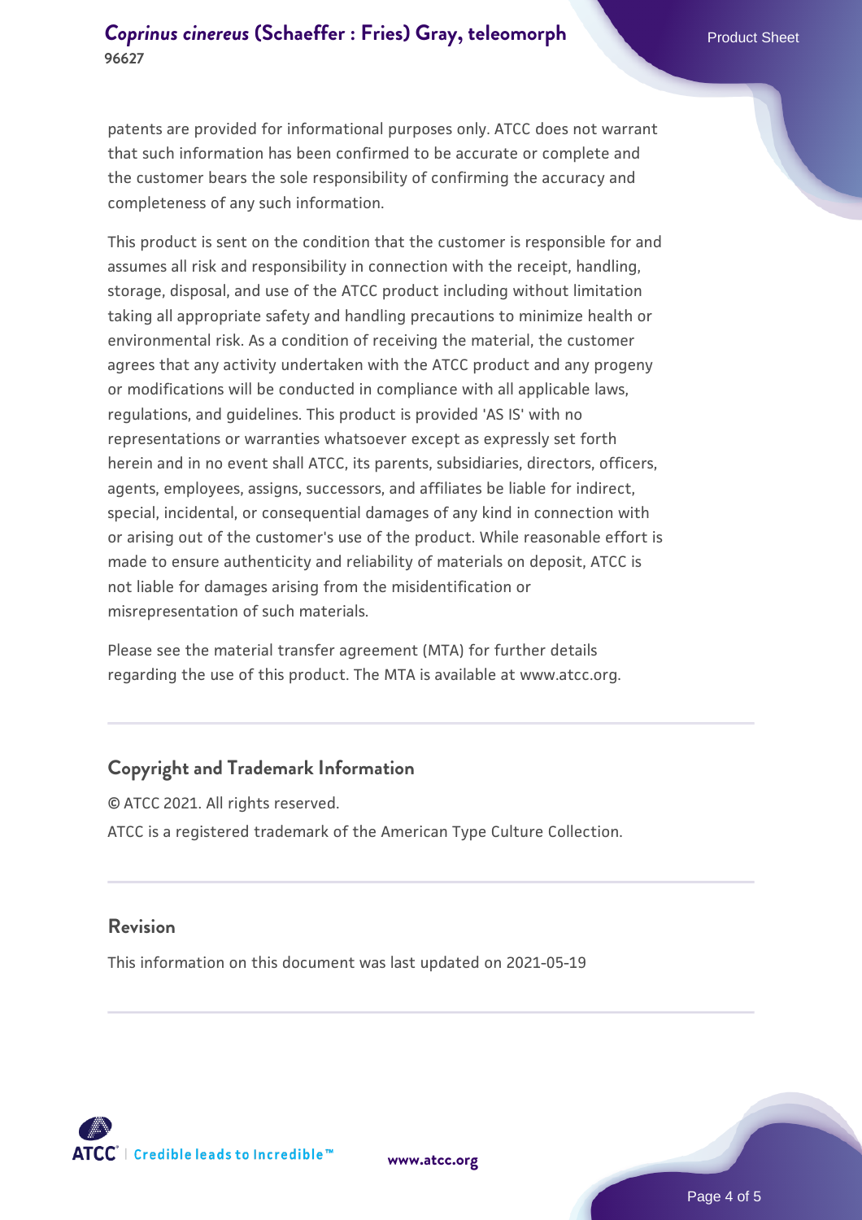patents are provided for informational purposes only. ATCC does not warrant that such information has been confirmed to be accurate or complete and the customer bears the sole responsibility of confirming the accuracy and completeness of any such information.

This product is sent on the condition that the customer is responsible for and assumes all risk and responsibility in connection with the receipt, handling, storage, disposal, and use of the ATCC product including without limitation taking all appropriate safety and handling precautions to minimize health or environmental risk. As a condition of receiving the material, the customer agrees that any activity undertaken with the ATCC product and any progeny or modifications will be conducted in compliance with all applicable laws, regulations, and guidelines. This product is provided 'AS IS' with no representations or warranties whatsoever except as expressly set forth herein and in no event shall ATCC, its parents, subsidiaries, directors, officers, agents, employees, assigns, successors, and affiliates be liable for indirect, special, incidental, or consequential damages of any kind in connection with or arising out of the customer's use of the product. While reasonable effort is made to ensure authenticity and reliability of materials on deposit, ATCC is not liable for damages arising from the misidentification or misrepresentation of such materials.

Please see the material transfer agreement (MTA) for further details regarding the use of this product. The MTA is available at www.atcc.org.

## Copyright and Trademark Information

© ATCC 2021. All rights reserved.

ATCC is a registered trademark of the American Type Culture Collection.

## Revision

This information on this document was last updated on 2021-05-19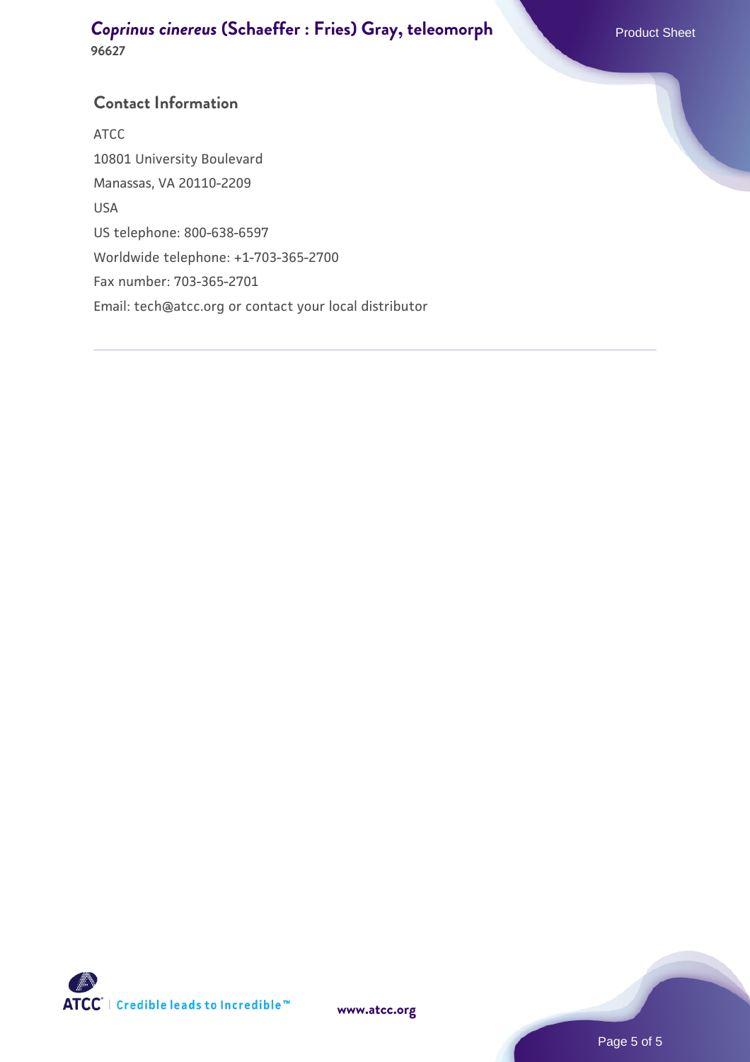## Contact Information

ATCC

10801 University Boulevard

Manassas, VA 20110-2209

USA

US telephone: 800-638-6597

Worldwide telephone: +1-703-365-2700

Fax number: 703-365-2701

Email: tech@atcc.org or contact your local distributor